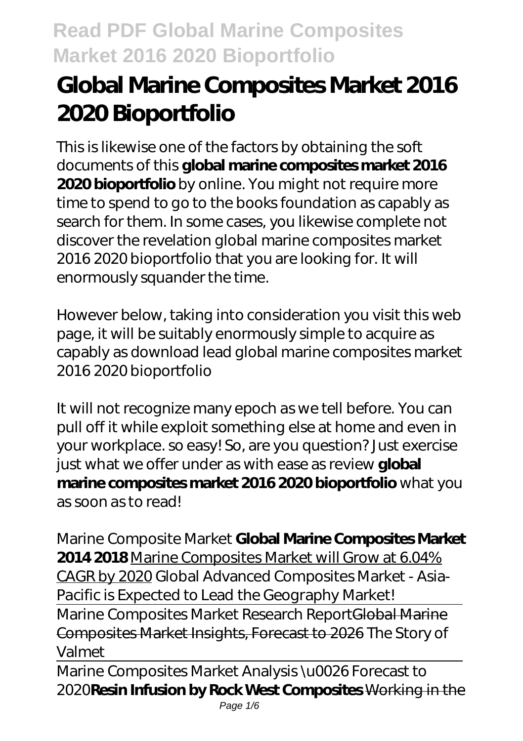# Global Marine Composites Market 2016 2020 Bioportfolio

This is likewise one of the factors by obtaining the soft documents of this **global marine composites market 2016 2020 bioportfolio** by online. You might not require more time to spend to go to the books foundation as capably as search for them. In some cases, you likewise complete not discover the revelation global marine composites market 2016 2020 bioportfolio that you are looking for. It will enormously squander the time.

However below, taking into consideration you visit this web page, it will be suitably enormously simple to acquire as capably as download lead global marine composites market 2016 2020 bioportfolio

It will not recognize many epoch as we tell before. You can pull off it while exploit something else at home and even in your workplace. so easy! So, are you question? Just exercise just what we offer under as with ease as review **global marine composites market 2016 2020 bioportfolio** what you as soon as to read!

*Marine Composite Market* **Global Marine Composites Market 2014 2018** Marine Composites Market will Grow at 6.04% CAGR by 2020 *Global Advanced Composites Market - Asia-Pacific is Expected to Lead the Geography Market!*

Marine Composites Market Research Report Global Marine Composites Market Insights, Forecast to 2026 *The Story of Valmet*

Marine Composites Market Analysis \u0026 Forecast to 2020 **Resin Infusion by Rock West Composites** Working in the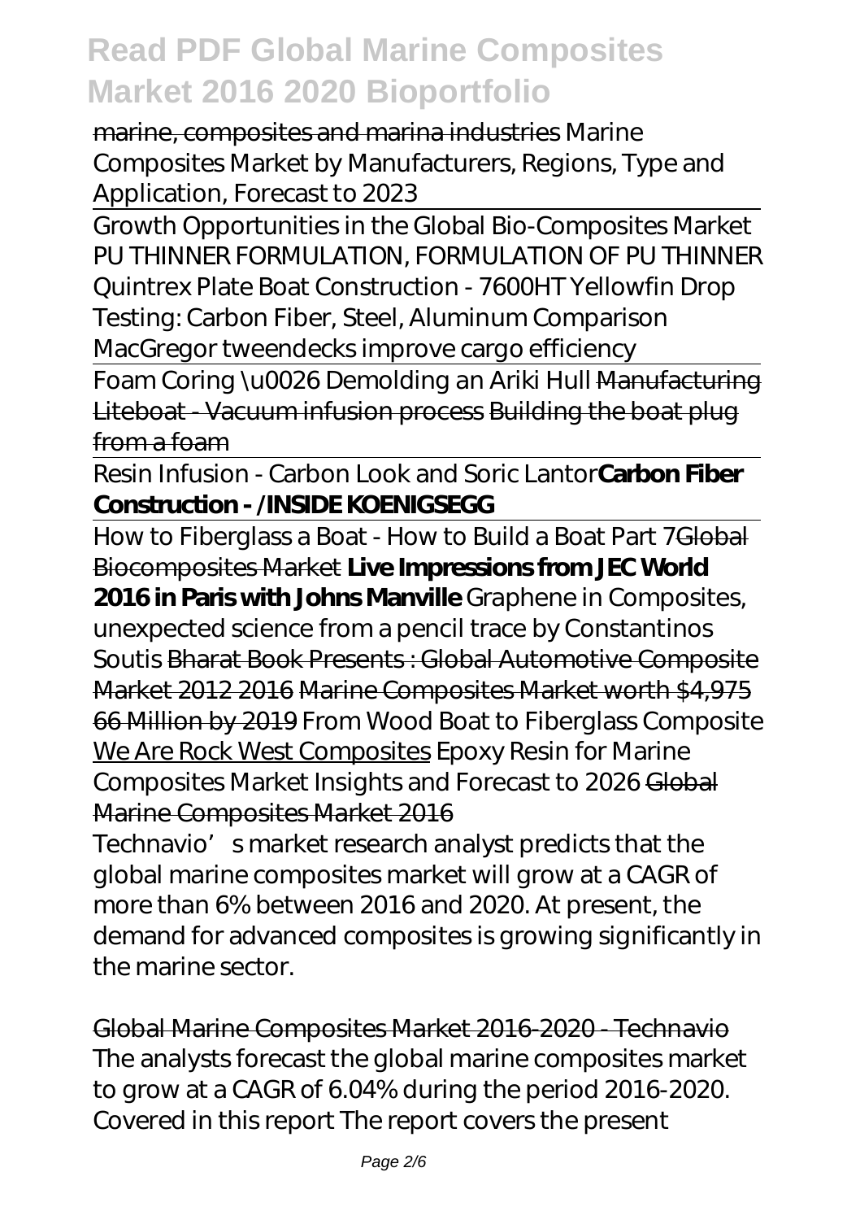marine, composites and marina industries *Marine Composites Market by Manufacturers, Regions, Type and Application, Forecast to 2023*

Growth Opportunities in the Global Bio-Composites Market *PU THINNER FORMULATION, FORMULATION OF PU THINNER* *Quintrex Plate Boat Construction - 7600HT Yellowfin Drop Testing: Carbon Fiber, Steel, Aluminum Comparison* *MacGregor tweendecks improve cargo efficiency*

Foam Coring \u0026 Demolding an Ariki Hull Manufacturing Liteboat - Vacuum infusion process Building the boat plug from a foam

Resin Infusion - Carbon Look and Soric Lantor **Carbon Fiber Construction - /INSIDE KOENIGSEGG**

How to Fiberglass a Boat - How to Build a Boat Part 7 Global Biocomposites Market **Live Impressions from JEC World 2016 in Paris with Johns Manville** *Graphene in Composites, unexpected science from a pencil trace by Constantinos Soutis* Bharat Book Presents : Global Automotive Composite Market 2012 2016 Marine Composites Market worth $4,975 66 Million by 2019 *From Wood Boat to Fiberglass Composite* We Are Rock West Composites *Epoxy Resin for Marine Composites Market Insights and Forecast to 2026* Global Marine Composites Market 2016

Technavio's market research analyst predicts that the global marine composites market will grow at a CAGR of more than 6% between 2016 and 2020. At present, the demand for advanced composites is growing significantly in the marine sector.

Global Marine Composites Market 2016-2020 - Technavio

The analysts forecast the global marine composites market to grow at a CAGR of 6.04% during the period 2016-2020. Covered in this report The report covers the present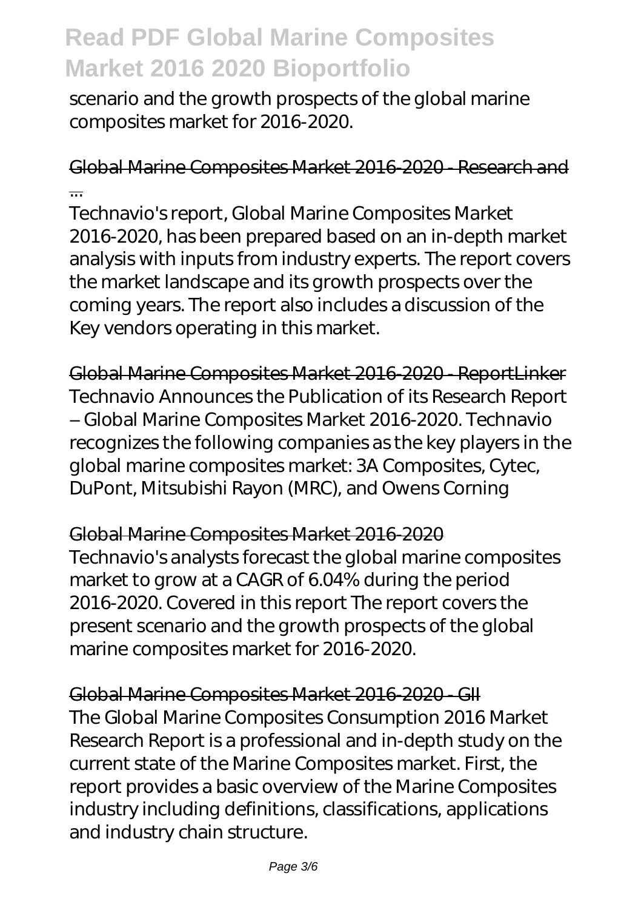scenario and the growth prospects of the global marine composites market for 2016-2020.

## Global Marine Composites Market 2016-2020 - Research and ...

Technavio's report, Global Marine Composites Market 2016-2020, has been prepared based on an in-depth market analysis with inputs from industry experts. The report covers the market landscape and its growth prospects over the coming years. The report also includes a discussion of the Key vendors operating in this market.

## Global Marine Composites Market 2016-2020 - ReportLinker

Technavio Announces the Publication of its Research Report – Global Marine Composites Market 2016-2020. Technavio recognizes the following companies as the key players in the global marine composites market: 3A Composites, Cytec, DuPont, Mitsubishi Rayon (MRC), and Owens Corning

## Global Marine Composites Market 2016-2020

Technavio's analysts forecast the global marine composites market to grow at a CAGR of 6.04% during the period 2016-2020. Covered in this report The report covers the present scenario and the growth prospects of the global marine composites market for 2016-2020.

## Global Marine Composites Market 2016-2020 - GII

The Global Marine Composites Consumption 2016 Market Research Report is a professional and in-depth study on the current state of the Marine Composites market. First, the report provides a basic overview of the Marine Composites industry including definitions, classifications, applications and industry chain structure.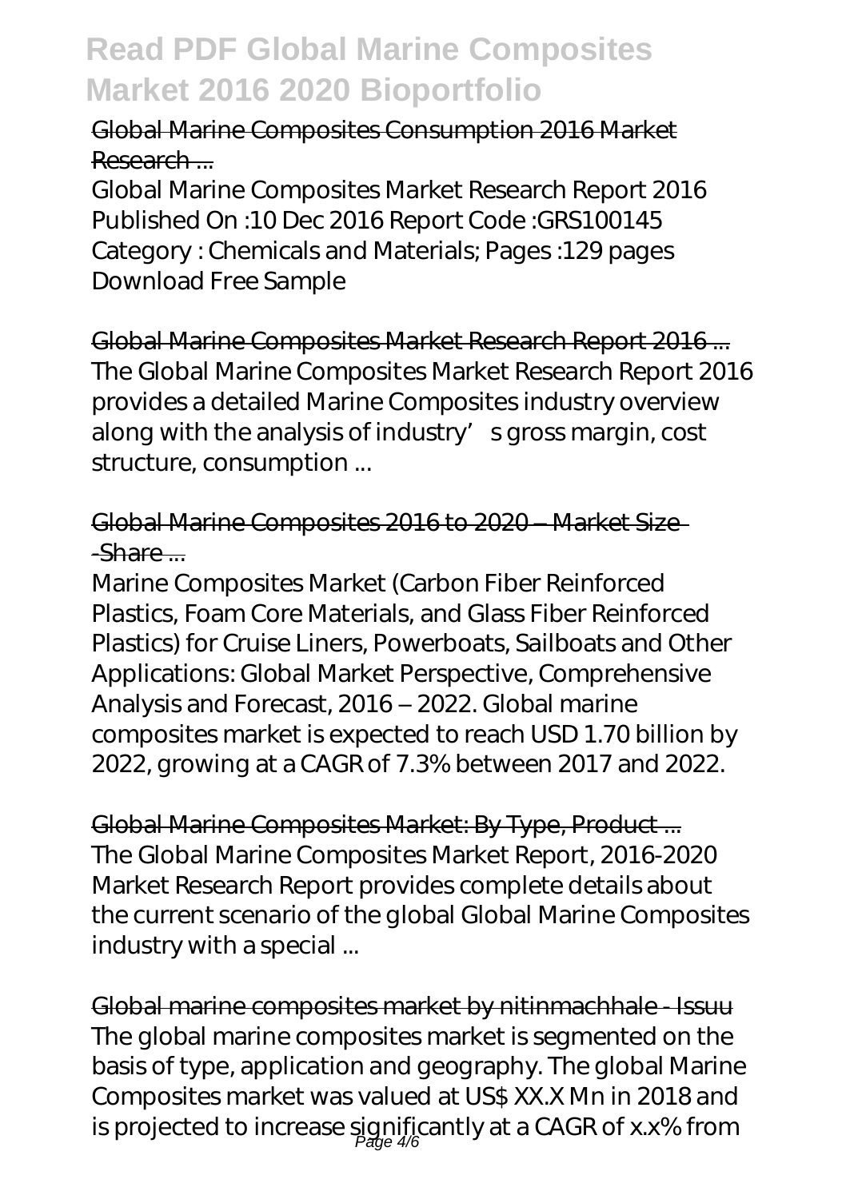Global Marine Composites Consumption 2016 Market Research ...

Global Marine Composites Market Research Report 2016 Published On :10 Dec 2016 Report Code :GRS100145 Category : Chemicals and Materials; Pages :129 pages Download Free Sample

Global Marine Composites Market Research Report 2016 ...

The Global Marine Composites Market Research Report 2016 provides a detailed Marine Composites industry overview along with the analysis of industry's gross margin, cost structure, consumption ...

Global Marine Composites 2016 to 2020 – Market Size -Share ...

Marine Composites Market (Carbon Fiber Reinforced Plastics, Foam Core Materials, and Glass Fiber Reinforced Plastics) for Cruise Liners, Powerboats, Sailboats and Other Applications: Global Market Perspective, Comprehensive Analysis and Forecast, 2016 – 2022. Global marine composites market is expected to reach USD 1.70 billion by 2022, growing at a CAGR of 7.3% between 2017 and 2022.

Global Marine Composites Market: By Type, Product ...

The Global Marine Composites Market Report, 2016-2020 Market Research Report provides complete details about the current scenario of the global Global Marine Composites industry with a special ...

Global marine composites market by nitinmachhale - Issuu

The global marine composites market is segmented on the basis of type, application and geography. The global Marine Composites market was valued at US$ XX.X Mn in 2018 and is projected to increase significantly at a CAGR of x.x% from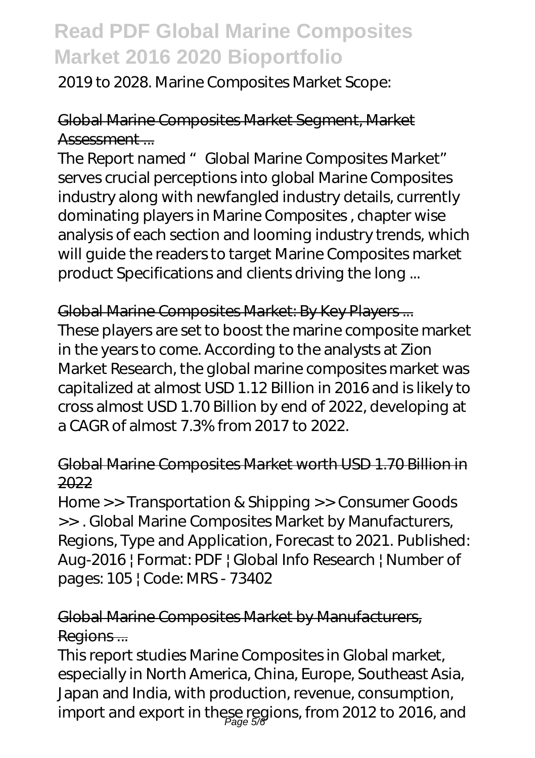2019 to 2028. Marine Composites Market Scope:

## Global Marine Composites Market Segment, Market Assessment ...

The Report named " Global Marine Composites Market" serves crucial perceptions into global Marine Composites industry along with newfangled industry details, currently dominating players in Marine Composites , chapter wise analysis of each section and looming industry trends, which will guide the readers to target Marine Composites market product Specifications and clients driving the long ...

## Global Marine Composites Market: By Key Players ...

These players are set to boost the marine composite market in the years to come. According to the analysts at Zion Market Research, the global marine composites market was capitalized at almost USD 1.12 Billion in 2016 and is likely to cross almost USD 1.70 Billion by end of 2022, developing at a CAGR of almost 7.3% from 2017 to 2022.

## Global Marine Composites Market worth USD 1.70 Billion in 2022

Home >> Transportation & Shipping >> Consumer Goods >> . Global Marine Composites Market by Manufacturers, Regions, Type and Application, Forecast to 2021. Published: Aug-2016 | Format: PDF | Global Info Research | Number of pages: 105 | Code: MRS - 73402

## Global Marine Composites Market by Manufacturers, Regions ...

This report studies Marine Composites in Global market, especially in North America, China, Europe, Southeast Asia, Japan and India, with production, revenue, consumption, import and export in these regions, from 2012 to 2016, and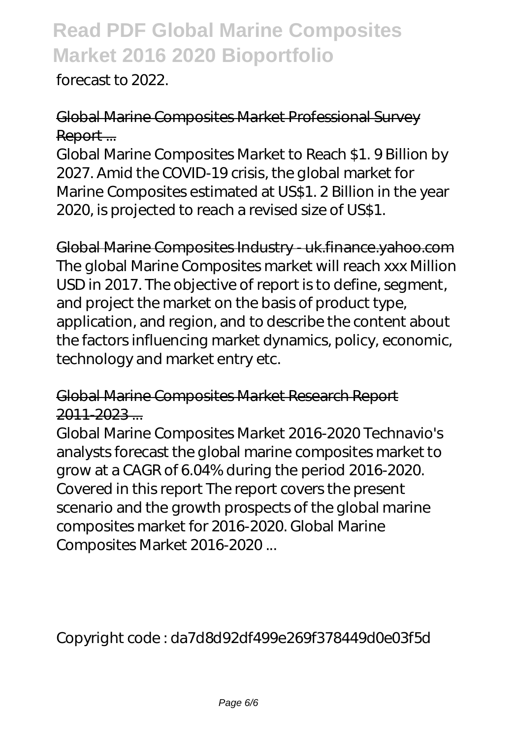forecast to 2022.

Global Marine Composites Market Professional Survey Report ...

Global Marine Composites Market to Reach $1. 9 Billion by 2027. Amid the COVID-19 crisis, the global market for Marine Composites estimated at US$1. 2 Billion in the year 2020, is projected to reach a revised size of US$1.

Global Marine Composites Industry - uk.finance.yahoo.com

The global Marine Composites market will reach xxx Million USD in 2017. The objective of report is to define, segment, and project the market on the basis of product type, application, and region, and to describe the content about the factors influencing market dynamics, policy, economic, technology and market entry etc.

Global Marine Composites Market Research Report 2011-2023 ...

Global Marine Composites Market 2016-2020 Technavio's analysts forecast the global marine composites market to grow at a CAGR of 6.04% during the period 2016-2020. Covered in this report The report covers the present scenario and the growth prospects of the global marine composites market for 2016-2020. Global Marine Composites Market 2016-2020 ...

Copyright code : da7d8d92df499e269f378449d0e03f5d